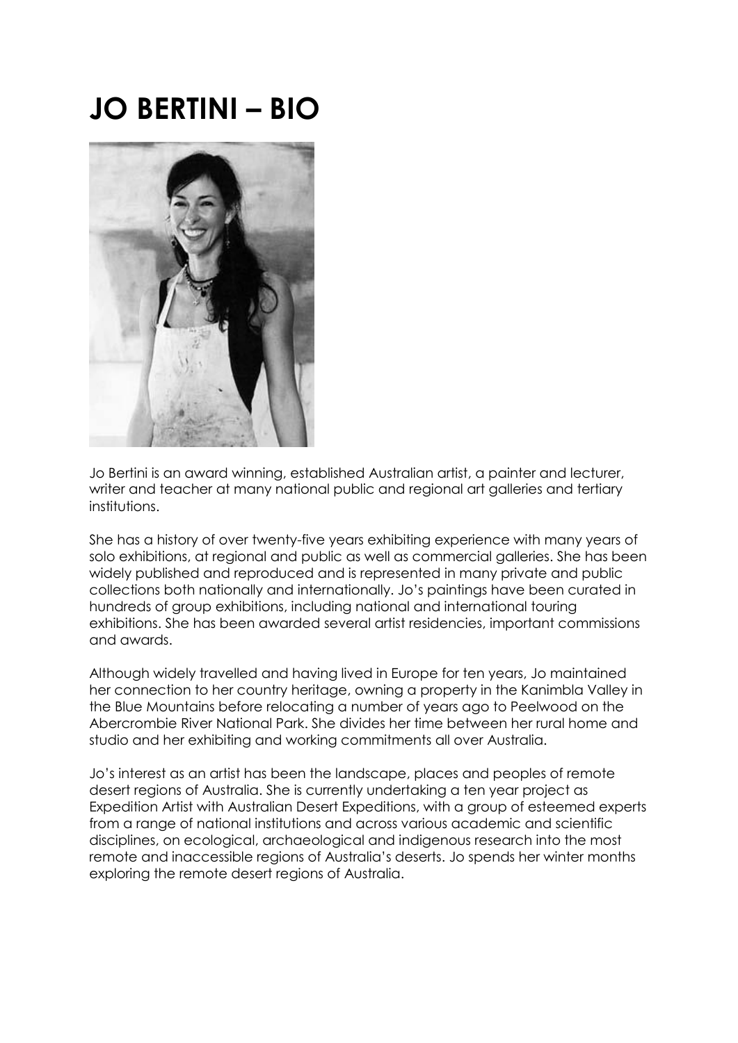# JO BERTINI – BIO

Jo Bertini is an award winning, established Australian artist, a painter and lecturer, writer and teacher at many national public and regional art galleries and tertiary institutions.

She has a history of over twenty-five years exhibiting experience with many years of solo exhibitions, at regional and public as well as commercial galleries. She has been widely published and reproduced and is represented in many private and public collections both nationally and internationally. Jo's paintings have been curated in hundreds of group exhibitions, including national and international touring exhibitions. She has been awarded several artist residencies, important commissions and awards.

Although widely travelled and having lived in Europe for ten years, Jo maintained her connection to her country heritage, owning a property in the Kanimbla Valley in the Blue Mountains before relocating a number of years ago to Peelwood on the Abercrombie River National Park. She divides her time between her rural home and studio and her exhibiting and working commitments all over Australia.

Jo's interest as an artist has been the landscape, places and peoples of remote desert regions of Australia. She is currently undertaking a ten year project as Expedition Artist with Australian Desert Expeditions, with a group of esteemed experts from a range of national institutions and across various academic and scientific disciplines, on ecological, archaeological and indigenous research into the most remote and inaccessible regions of Australia's deserts. Jo spends her winter months exploring the remote desert regions of Australia.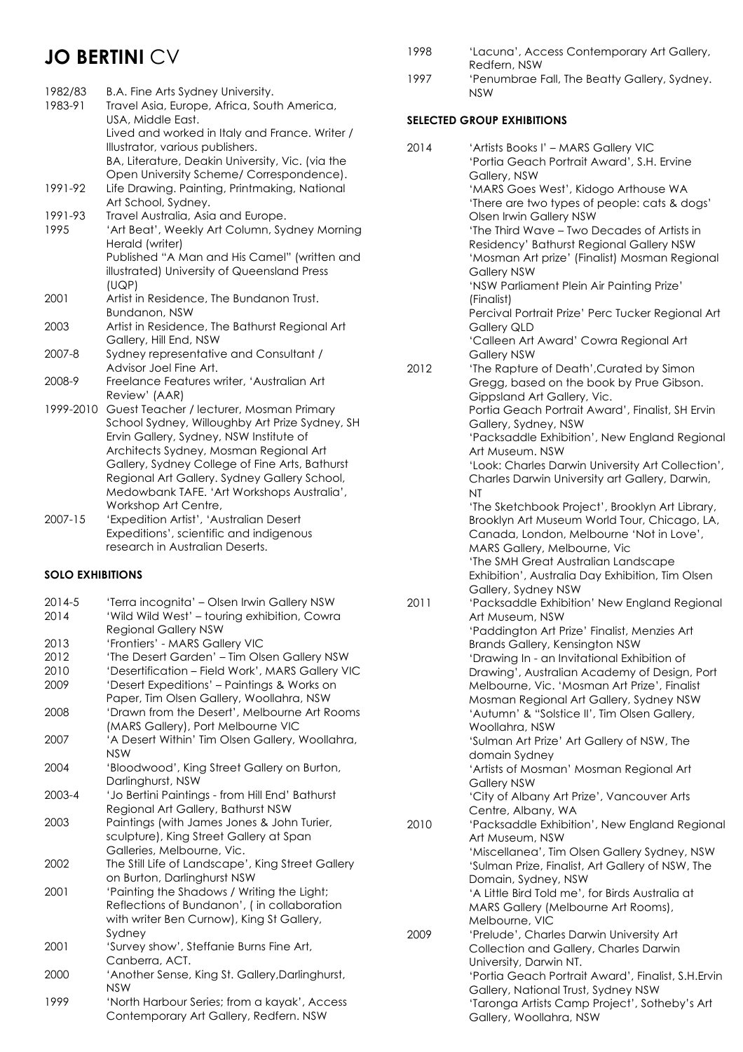# JO BERTINI CV

| | |
|---|---|
| 1982/83 | B.A. Fine Arts Sydney University. |
| 1983-91 | Travel Asia, Europe, Africa, South America, USA, Middle East. Lived and worked in Italy and France. Writer / Illustrator, various publishers. BA, Literature, Deakin University, Vic. (via the Open University Scheme/ Correspondence). |
| 1991-92 | Life Drawing. Painting, Printmaking, National Art School, Sydney. |
| 1991-93 | Travel Australia, Asia and Europe. |
| 1995 | 'Art Beat', Weekly Art Column, Sydney Morning Herald (writer) Published "A Man and His Camel" (written and illustrated) University of Queensland Press (UQP) |
| 2001 | Artist in Residence, The Bundanon Trust. Bundanon, NSW |
| 2003 | Artist in Residence, The Bathurst Regional Art Gallery, Hill End, NSW |
| 2007-8 | Sydney representative and Consultant / Advisor Joel Fine Art. |
| 2008-9 | Freelance Features writer, 'Australian Art Review' (AAR) |
| 1999-2010 | Guest Teacher / lecturer, Mosman Primary School Sydney, Willoughby Art Prize Sydney, SH Ervin Gallery, Sydney, NSW Institute of Architects Sydney, Mosman Regional Art Gallery, Sydney College of Fine Arts, Bathurst Regional Art Gallery. Sydney Gallery School, Medowbank TAFE. 'Art Workshops Australia', Workshop Art Centre, |
| 2007-15 | 'Expedition Artist', 'Australian Desert Expeditions', scientific and indigenous research in Australian Deserts. |

**SOLO EXHIBITIONS**

| | |
|---|---|
| 2014-5 | 'Terra incognita' – Olsen Irwin Gallery NSW |
| 2014 | 'Wild Wild West' – touring exhibition, Cowra Regional Gallery NSW |
| 2013 | 'Frontiers' - MARS Gallery VIC |
| 2012 | 'The Desert Garden' – Tim Olsen Gallery NSW |
| 2010 | 'Desertification – Field Work', MARS Gallery VIC |
| 2009 | 'Desert Expeditions' – Paintings & Works on Paper, Tim Olsen Gallery, Woollahra, NSW |
| 2008 | 'Drawn from the Desert'', Melbourne Art Rooms (MARS Gallery), Port Melbourne VIC |
| 2007 | 'A Desert Within' Tim Olsen Gallery, Woollahra, NSW |
| 2004 | 'Bloodwood', King Street Gallery on Burton, Darlinghurst, NSW |
| 2003-4 | 'Jo Bertini Paintings - from Hill End' Bathurst Regional Art Gallery, Bathurst NSW |
| 2003 | Paintings (with James Jones & John Turier, sculpture), King Street Gallery at Span Galleries, Melbourne, Vic. |
| 2002 | The Still Life of Landscape', King Street Gallery on Burton, Darlinghurst NSW |
| 2001 | 'Painting the Shadows / Writing the Light; Reflections of Bundanon', ( in collaboration with writer Ben Curnow), King St Gallery, Sydney |
| 2001 | 'Survey show', Steffanie Burns Fine Art, Canberra, ACT. |
| 2000 | 'Another Sense, King St. Gallery,Darlinghurst, NSW |
| 1999 | 'North Harbour Series; from a kayak', Access Contemporary Art Gallery, Redfern. NSW |
| 1998 | 'Lacuna', Access Contemporary Art Gallery, Redfern, NSW |
| 1997 | 'Penumbrae Fall, The Beatty Gallery, Sydney. NSW |

**SELECTED GROUP EXHIBITIONS**

| | |
|---|---|
| 2014 | 'Artists Books I' – MARS Gallery VIC<br>'Portia Geach Portrait Award', S.H. Ervine Gallery, NSW<br>'MARS Goes West', Kidogo Arthouse WA<br>'There are two types of people: cats & dogs' Olsen Irwin Gallery NSW<br>'The Third Wave – Two Decades of Artists in Residency' Bathurst Regional Gallery NSW<br>'Mosman Art prize' (Finalist) Mosman Regional Gallery NSW<br>'NSW Parliament Plein Air Painting Prize' (Finalist)<br>Percival Portrait Prize' Perc Tucker Regional Art Gallery QLD<br>'Calleen Art Award' Cowra Regional Art Gallery NSW |
| 2012 | 'The Rapture of Death',Curated by Simon Gregg, based on the book by Prue Gibson. Gippsland Art Gallery, Vic.<br>Portia Geach Portrait Award', Finalist, SH Ervin Gallery, Sydney, NSW<br>'Packsaddle Exhibition', New England Regional Art Museum. NSW<br>'Look: Charles Darwin University Art Collection', Charles Darwin University art Gallery, Darwin, NT<br>'The Sketchbook Project', Brooklyn Art Library, Brooklyn Art Museum World Tour, Chicago, LA, Canada, London, Melbourne 'Not in Love', MARS Gallery, Melbourne, Vic<br>'The SMH Great Australian Landscape Exhibition', Australia Day Exhibition, Tim Olsen Gallery, Sydney NSW |
| 2011 | 'Packsaddle Exhibition' New England Regional Art Museum, NSW<br>'Paddington Art Prize' Finalist, Menzies Art Brands Gallery, Kensington NSW<br>'Drawing In - an Invitational Exhibition of Drawing', Australian Academy of Design, Port Melbourne, Vic. 'Mosman Art Prize', Finalist Mosman Regional Art Gallery, Sydney NSW<br>'Autumn' & "Solstice II', Tim Olsen Gallery, Woollahra, NSW<br>'Sulman Art Prize' Art Gallery of NSW, The domain Sydney<br>'Artists of Mosman' Mosman Regional Art Gallery NSW<br>'City of Albany Art Prize', Vancouver Arts Centre, Albany, WA |
| 2010 | 'Packsaddle Exhibition', New England Regional Art Museum, NSW<br>'Miscellanea', Tim Olsen Gallery Sydney, NSW<br>'Sulman Prize, Finalist, Art Gallery of NSW, The Domain, Sydney, NSW<br>'A Little Bird Told me', for Birds Australia at MARS Gallery (Melbourne Art Rooms), Melbourne, VIC |
| 2009 | 'Prelude', Charles Darwin University Art Collection and Gallery, Charles Darwin University, Darwin NT.<br>'Portia Geach Portrait Award', Finalist, S.H.Ervin Gallery, National Trust, Sydney NSW<br>'Taronga Artists Camp Project', Sotheby's Art Gallery, Woollahra, NSW |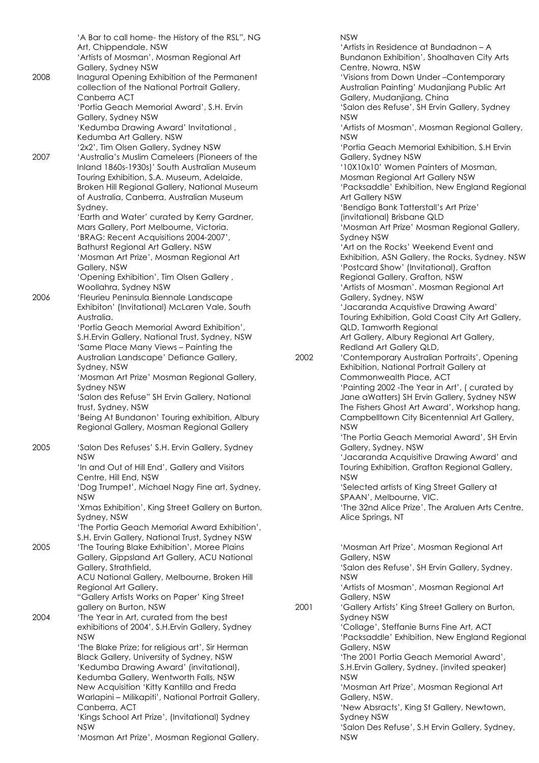'A Bar to call home- the History of the RSL", NG Art, Chippendale, NSW
'Artists of Mosman', Mosman Regional Art Gallery, Sydney NSW

2008 Inagural Opening Exhibition of the Permanent collection of the National Portrait Gallery, Canberra ACT
'Portia Geach Memorial Award', S.H. Ervin Gallery, Sydney NSW
'Kedumba Drawing Award' Invitational , Kedumba Art Gallery. NSW
'2x2', Tim Olsen Gallery, Sydney NSW

2007 'Australia's Muslim Cameleers (Pioneers of the Inland 1860s-1930s)' South Australian Museum Touring Exhibition, S.A. Museum, Adelaide, Broken Hill Regional Gallery, National Museum of Australia, Canberra, Australian Museum Sydney.
'Earth and Water' curated by Kerry Gardner, Mars Gallery, Port Melbourne, Victoria.
'BRAG: Recent Acquisitions 2004-2007', Bathurst Regional Art Gallery. NSW
'Mosman Art Prize', Mosman Regional Art Gallery, NSW
'Opening Exhibition', Tim Olsen Gallery , Woollahra, Sydney NSW

2006 'Fleurieu Peninsula Biennale Landscape Exhibiton' (Invitational) McLaren Vale, South Australia.
'Portia Geach Memorial Award Exhibition', S.H.Ervin Gallery, National Trust, Sydney, NSW
'Same Place Many Views – Painting the Australian Landscape' Defiance Gallery, Sydney, NSW
'Mosman Art Prize' Mosman Regional Gallery, Sydney NSW
'Salon des Refuse" SH Ervin Gallery, National trust, Sydney, NSW
'Being At Bundanon' Touring exhibition, Albury Regional Gallery, Mosman Regional Gallery

2005 'Salon Des Refuses' S.H. Ervin Gallery, Sydney NSW
'In and Out of Hill End', Gallery and Visitors Centre, Hill End, NSW
'Dog Trumpet', Michael Nagy Fine art, Sydney, NSW
'Xmas Exhibition', King Street Gallery on Burton, Sydney, NSW
'The Portia Geach Memorial Award Exhibition', S.H. Ervin Gallery, National Trust, Sydney NSW

2005 'The Touring Blake Exhibition', Moree Plains Gallery, Gippsland Art Gallery, ACU National Gallery, Strathfield,
ACU National Gallery, Melbourne, Broken Hill Regional Art Gallery.
"Gallery Artists Works on Paper' King Street gallery on Burton, NSW

2004 'The Year in Art, curated from the best exhibitions of 2004', S.H.Ervin Gallery, Sydney NSW
'The Blake Prize; for religious art', Sir Herman Black Gallery, University of Sydney, NSW
'Kedumba Drawing Award' (invitational), Kedumba Gallery, Wentworth Falls, NSW
New Acquisition 'Kitty Kantilla and Freda Warlapini – Milikapiti', National Portrait Gallery, Canberra, ACT
'Kings School Art Prize', (Invitational) Sydney NSW
'Mosman Art Prize', Mosman Regional Gallery. NSW
'Artists in Residence at Bundadnon – A Bundanon Exhibition', Shoalhaven City Arts Centre, Nowra, NSW
'Visions from Down Under –Contemporary Australian Painting' Mudanjiang Public Art Gallery, Mudanjiang, China
'Salon des Refuse', SH Ervin Gallery, Sydney NSW
'Artists of Mosman', Mosman Regional Gallery, NSW
'Portia Geach Memorial Exhibition, S.H Ervin Gallery, Sydney NSW
'10X10x10' Women Painters of Mosman, Mosman Regional Art Gallery NSW
'Packsaddle' Exhibition, New England Regional Art Gallery NSW
'Bendigo Bank Tatterstall's Art Prize' (invitational) Brisbane QLD
'Mosman Art Prize' Mosman Regional Gallery, Sydney NSW
'Art on the Rocks' Weekend Event and Exhibition, ASN Gallery, the Rocks, Sydney. NSW
'Postcard Show' (Invitational), Grafton Regional Gallery, Grafton, NSW
'Artists of Mosman'. Mosman Regional Art Gallery, Sydney, NSW
'Jacaranda Acquistive Drawing Award' Touring Exhibition, Gold Coast City Art Gallery, QLD, Tamworth Regional Art Gallery, Albury Regional Art Gallery, Redland Art Gallery QLD,

2002 'Contemporary Australian Portraits', Opening Exhibition, National Portrait Gallery at Commonwealth Place, ACT
'Painting 2002 -The Year in Art', ( curated by Jane aWatters) SH Ervin Gallery, Sydney NSW
The Fishers Ghost Art Award', Workshop hang, Campbelltown City Bicentennial Art Gallery, NSW
'The Portia Geach Memorial Award', SH Ervin Gallery, Sydney. NSW
'Jacaranda Acquisitive Drawing Award' and Touring Exhibition, Grafton Regional Gallery, NSW
'Selected artists of King Street Gallery at SPAAN', Melbourne, VIC.
'The 32nd Alice Prize', The Araluen Arts Centre, Alice Springs, NT

'Mosman Art Prize', Mosman Regional Art Gallery, NSW
'Salon des Refuse', SH Ervin Gallery, Sydney. NSW
'Artists of Mosman', Mosman Regional Art Gallery, NSW

2001 'Gallery Artists' King Street Gallery on Burton, Sydney NSW
'Collage', Steffanie Burns Fine Art, ACT
'Packsaddle' Exhibition, New England Regional Gallery, NSW
'The 2001 Portia Geach Memorial Award', S.H.Ervin Gallery, Sydney. (invited speaker) NSW
'Mosman Art Prize', Mosman Regional Art Gallery, NSW.
'New Absracts', King St Gallery, Newtown, Sydney NSW
'Salon Des Refuse', S.H Ervin Gallery, Sydney, NSW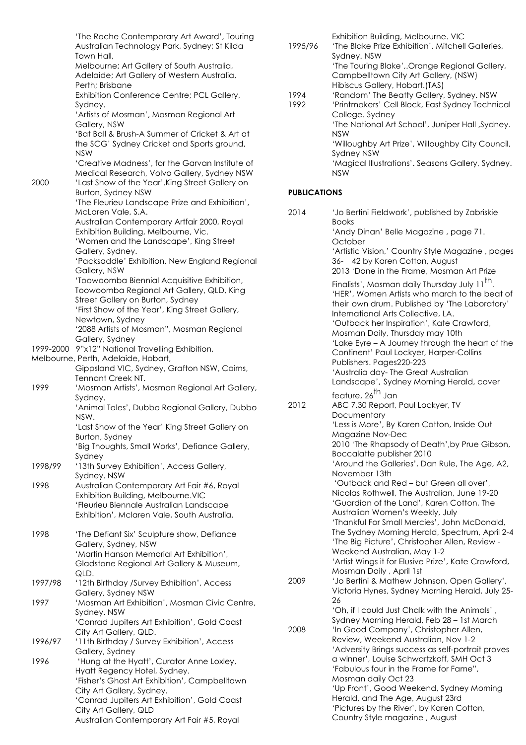| | |
|---|---|
| | 'The Roche Contemporary Art Award', Touring Australian Technology Park, Sydney; St Kilda Town Hall, Melbourne; Art Gallery of South Australia, Adelaide; Art Gallery of Western Australia, Perth; Brisbane Exhibition Conference Centre; PCL Gallery, Sydney. |
| | 'Artists of Mosman', Mosman Regional Art Gallery, NSW |
| | 'Bat Ball & Brush-A Summer of Cricket & Art at the SCG' Sydney Cricket and Sports ground, NSW |
| | 'Creative Madness', for the Garvan Institute of Medical Research, Volvo Gallery, Sydney NSW |
| 2000 | 'Last Show of the Year'.King Street Gallery on Burton, Sydney NSW |
| | 'The Fleurieu Landscape Prize and Exhibition', McLaren Vale, S.A. |
| | Australian Contemporary Artfair 2000, Royal Exhibition Building, Melbourne, Vic. |
| | 'Women and the Landscape', King Street Gallery, Sydney. |
| | 'Packsaddle' Exhibition, New England Regional Gallery, NSW |
| | 'Toowoomba Biennial Acquisitive Exhibition, Toowoomba Regional Art Gallery, QLD, King Street Gallery on Burton, Sydney |
| | 'First Show of the Year', King Street Gallery, Newtown, Sydney |
| | '2088 Artists of Mosman", Mosman Regional Gallery, Sydney |
| 1999-2000 | 9"x12" National Travelling Exhibition, Melbourne, Perth, Adelaide, Hobart, Gippsland VIC, Sydney, Grafton NSW, Cairns, Tennant Creek NT. |
| 1999 | 'Mosman Artists', Mosman Regional Art Gallery, Sydney. |
| | 'Animal Tales', Dubbo Regional Gallery, Dubbo NSW. |
| | 'Last Show of the Year' King Street Gallery on Burton, Sydney |
| | 'Big Thoughts, Small Works', Defiance Gallery, Sydney |
| 1998/99 | '13th Survey Exhibition', Access Gallery, Sydney. NSW |
| 1998 | Australian Contemporary Art Fair #6, Royal Exhibition Building, Melbourne.VIC |
| | 'Fleurieu Biennale Australian Landscape Exhibition', Mclaren Vale, South Australia. |
| 1998 | 'The Defiant Six' Sculpture show, Defiance Gallery, Sydney, NSW |
| | 'Martin Hanson Memorial Art Exhibition', Gladstone Regional Art Gallery & Museum, QLD. |
| 1997/98 | '12th Birthday /Survey Exhibition', Access Gallery, Sydney NSW |
| 1997 | 'Mosman Art Exhibition', Mosman Civic Centre, Sydney. NSW |
| | 'Conrad Jupiters Art Exhibition', Gold Coast City Art Gallery, QLD. |
| 1996/97 | '11th Birthday / Survey Exhibition', Access Gallery, Sydney |
| 1996 | 'Hung at the Hyatt', Curator Anne Loxley, Hyatt Regency Hotel, Sydney. |
| | 'Fisher's Ghost Art Exhibition', Campbelltown City Art Gallery, Sydney. |
| | 'Conrad Jupiters Art Exhibition', Gold Coast City Art Gallery, QLD |
| | Australian Contemporary Art Fair #5, Royal Exhibition Building, Melbourne. VIC |
| 1995/96 | 'The Blake Prize Exhibition'. Mitchell Galleries, Sydney. NSW |
| | 'The Touring Blake',.Orange Regional Gallery, Campbelltown City Art Gallery, (NSW) Hibiscus Gallery, Hobart.(TAS) |
| 1994 | 'Random' The Beatty Gallery, Sydney. NSW |
| 1992 | 'Printmakers' Cell Block, East Sydney Technical College. Sydney |
| | 'The National Art School', Juniper Hall ,Sydney. NSW |
| | 'Willoughby Art Prize', Willoughby City Council, Sydney NSW |
| | 'Magical Illustrations'. Seasons Gallery, Sydney. NSW |

## PUBLICATIONS

| | |
|---|---|
| 2014 | 'Jo Bertini Fieldwork', published by Zabriskie Books |
| | 'Andy Dinan' Belle Magazine , page 71. October |
| | 'Artistic Vision,' Country Style Magazine , pages 36- 42 by Karen Cotton, August |
| | 2013 'Done in the Frame, Mosman Art Prize Finalists', Mosman daily Thursday July 11th. |
| | 'HER', Women Artists who march to the beat of their own drum. Published by 'The Laboratory' International Arts Collective, LA. |
| | 'Outback her Inspiration', Kate Crawford, Mosman Daily, Thursday may 10th |
| | 'Lake Eyre – A Journey through the heart of the Continent' Paul Lockyer, Harper-Collins Publishers. Pages220-223 |
| | 'Australia day- The Great Australian Landscape', Sydney Morning Herald, cover feature, 26th Jan |
| 2012 | ABC 7.30 Report, Paul Lockyer, TV Documentary |
| | 'Less is More', By Karen Cotton, Inside Out Magazine Nov-Dec |
| | 2010 'The Rhapsody of Death',by Prue Gibson, Boccalatte publisher 2010 |
| | 'Around the Galleries', Dan Rule, The Age, A2, November 13th |
| | 'Outback and Red – but Green all over', Nicolas Rothwell, The Australian, June 19-20 |
| | 'Guardian of the Land', Karen Cotton, The Australian Women's Weekly, July |
| | 'Thankful For Small Mercies', John McDonald, The Sydney Morning Herald, Spectrum, April 2-4 |
| | 'The Big Picture', Christopher Allen, Review - Weekend Australian, May 1-2 |
| | 'Artist Wings it for Elusive Prize', Kate Crawford, Mosman Daily , April 1st |
| 2009 | 'Jo Bertini & Mathew Johnson, Open Gallery', Victoria Hynes, Sydney Morning Herald, July 25-26 |
| | 'Oh, if I could Just Chalk with the Animals' , Sydney Morning Herald, Feb 28 – 1st March |
| 2008 | 'In Good Company', Christopher Allen, Review, Weekend Australian, Nov 1-2 |
| | 'Adversity Brings success as self-portrait proves a winner', Louise Schwartzkoff, SMH Oct 3 |
| | 'Fabulous four in the Frame for Fame", Mosman daily Oct 23 |
| | 'Up Front', Good Weekend, Sydney Morning Herald, and The Age, August 23rd |
| | 'Pictures by the River', by Karen Cotton, Country Style magazine , August |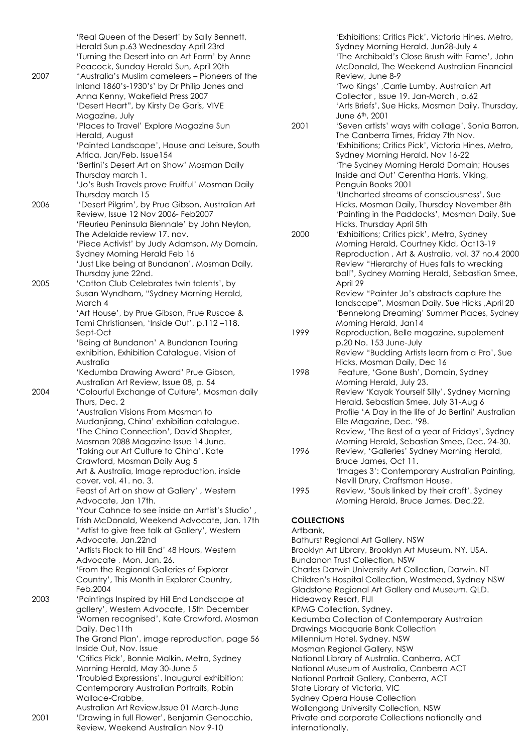'Real Queen of the Desert' by Sally Bennett, Herald Sun p.63 Wednesday April 23rd
'Turning the Desert into an Art Form' by Anne Peacock, Sunday Herald Sun, April 20th

2007
"Australia's Muslim cameleers – Pioneers of the Inland 1860's-1930's' by Dr Philip Jones and Anna Kenny, Wakefield Press 2007
'Desert Heart", by Kirsty De Garis, VIVE Magazine, July
'Places to Travel' Explore Magazine Sun Herald, August
'Painted Landscape', House and Leisure, South Africa, Jan/Feb. Issue154
'Bertini's Desert Art on Show' Mosman Daily Thursday march 1.
'Jo's Bush Travels prove Fruitful' Mosman Daily Thursday march 15

2006
'Desert Pilgrim', by Prue Gibson, Australian Art Review, Issue 12 Nov 2006- Feb2007
'Fleurieu Peninsula Biennale' by John Neylon, The Adelaide review 17. nov.
'Piece Activist' by Judy Adamson, My Domain, Sydney Morning Herald Feb 16
'Just Like being at Bundanon'. Mosman Daily, Thursday june 22nd.

2005
'Cotton Club Celebrates twin talents', by Susan Wyndham, "Sydney Morning Herald, March 4
'Art House', by Prue Gibson, Prue Ruscoe & Tami Christiansen, 'Inside Out', p.112 –118. Sept-Oct
'Being at Bundanon' A Bundanon Touring exhibition, Exhibition Catalogue. Vision of Australia
'Kedumba Drawing Award' Prue Gibson, Australian Art Review, Issue 08, p. 54

2004
'Colourful Exchange of Culture', Mosman daily Thurs, Dec. 2
'Australian Visions From Mosman to Mudanjiang, China' exhibition catalogue.
'The China Connection', David Shapter, Mosman 2088 Magazine Issue 14 June.
'Taking our Art Culture to China'. Kate Crawford, Mosman Daily Aug 5
Art & Australia, Image reproduction, inside cover, vol. 41. no. 3.
Feast of Art on show at Gallery' , Western Advocate, Jan 17th.
'Your Cahnce to see inside an Arrtist's Studio' , Trish McDonald, Weekend Advocate, Jan. 17th
"Artist to give free talk at Gallery', Western Advocate, Jan.22nd
'Artists Flock to Hill End' 48 Hours, Western Advocate , Mon. Jan. 26.
'From the Regional Galleries of Explorer Country', This Month in Explorer Country, Feb.2004

2003
'Paintings Inspired by Hill End Landscape at gallery', Western Advocate, 15th December
'Women recognised', Kate Crawford, Mosman Daily, Dec11th
The Grand Plan', image reproduction, page 56 Inside Out, Nov. Issue
'Critics Pick', Bonnie Malkin, Metro, Sydney Morning Herald, May 30-June 5
'Troubled Expressions', Inaugural exhibition; Contemporary Australian Portraits, Robin Wallace-Crabbe,
Australian Art Review.Issue 01 March-June

2001
'Drawing in full Flower', Benjamin Genocchio, Review, Weekend Australian Nov 9-10
'Exhibitions; Critics Pick', Victoria Hines, Metro, Sydney Morning Herald. Jun28-July 4
'The Archibald's Close Brush with Fame', John McDonald, The Weekend Australian Financial Review, June 8-9
'Two Kings' ,Carrie Lumby, Australian Art Collector , Issue 19. Jan-March , p.62
'Arts Briefs', Sue Hicks, Mosman Daily, Thursday, June 6th, 2001

2001
'Seven artists' ways with collage', Sonia Barron, The Canberra Times, Friday 7th Nov.
'Exhibitions; Critics Pick', Victoria Hines, Metro, Sydney Morning Herald, Nov 16-22
'The Sydney Morning Herald Domain; Houses Inside and Out' Cerentha Harris, Viking, Penguin Books 2001
'Uncharted streams of consciousness', Sue Hicks, Mosman Daily, Thursday November 8th
'Painting in the Paddocks', Mosman Daily, Sue Hicks, Thursday April 5th

2000
'Exhibitions; Critics pick', Metro, Sydney Morning Herald, Courtney Kidd, Oct13-19
Reproduction , Art & Australia, vol. 37 no.4 2000
Review "Hierarchy of Hues falls to wrecking ball", Sydney Morning Herald, Sebastian Smee, April 29
Review "Painter Jo's abstracts capture the landscape", Mosman Daily, Sue Hicks ,April 20
'Bennelong Dreaming' Summer Places, Sydney Morning Herald, Jan14

1999
Reproduction, Belle magazine, supplement p.20 No. 153 June-July
Review "Budding Artists learn from a Pro', Sue Hicks, Mosman Daily, Dec 16

1998
Feature, 'Gone Bush', Domain, Sydney Morning Herald, July 23.
Review 'Kayak Yourself Silly', Sydney Morning Herald, Sebastian Smee, July 31-Aug 6
Profile 'A Day in the life of Jo Bertini' Australian Elle Magazine, Dec. '98.
Review, 'The Best of a year of Fridays', Sydney Morning Herald, Sebastian Smee, Dec. 24-30.

1996
Review, 'Galleries' Sydney Morning Herald, Bruce James, Oct 11.
'Images 3': Contemporary Australian Painting, Nevill Drury, Craftsman House.

1995
Review, 'Souls linked by their craft'. Sydney Morning Herald, Bruce James, Dec.22.

**COLLECTIONS**

Artbank,
Bathurst Regional Art Gallery. NSW
Brooklyn Art Library, Brooklyn Art Museum. NY. USA.
Bundanon Trust Collection, NSW
Charles Darwin University Art Collection, Darwin. NT
Children's Hospital Collection, Westmead, Sydney NSW
Gladstone Regional Art Gallery and Museum. QLD.
Hideaway Resort, FIJI
KPMG Collection, Sydney.
Kedumba Collection of Contemporary Australian Drawings Macquarie Bank Collection
Millennium Hotel, Sydney. NSW
Mosman Regional Gallery, NSW
National Library of Australia. Canberra, ACT
National Museum of Australia, Canberra ACT
National Portrait Gallery, Canberra, ACT
State Library of Victoria, VIC
Sydney Opera House Collection
Wollongong University Collection, NSW
Private and corporate Collections nationally and internationally.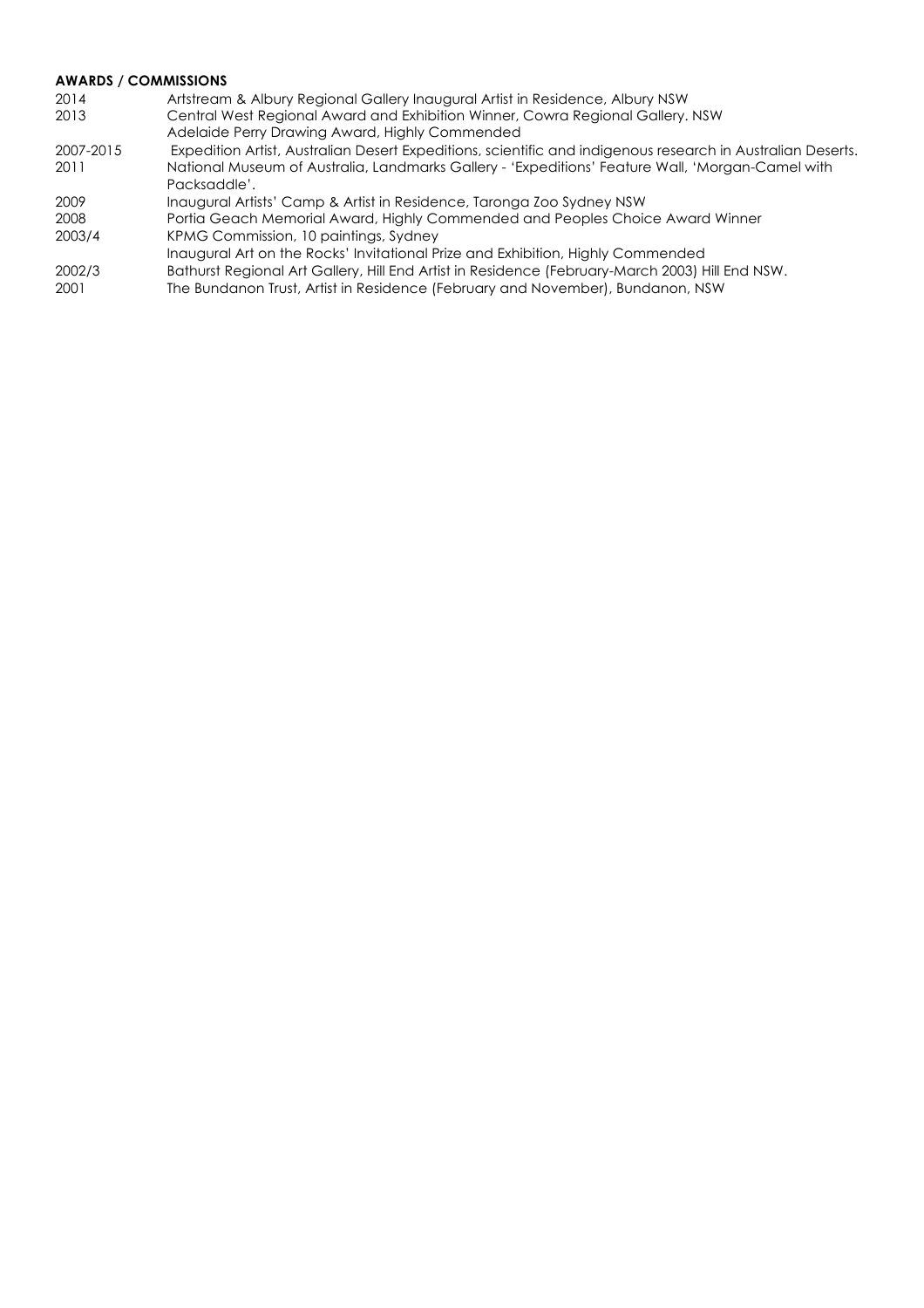**AWARDS / COMMISSIONS**

| | |
|---|---|
| 2014 | Artstream & Albury Regional Gallery Inaugural Artist in Residence, Albury NSW |
| 2013 | Central West Regional Award and Exhibition Winner, Cowra Regional Gallery. NSW |
| | Adelaide Perry Drawing Award, Highly Commended |
| 2007-2015 | Expedition Artist, Australian Desert Expeditions, scientific and indigenous research in Australian Deserts. |
| 2011 | National Museum of Australia, Landmarks Gallery - 'Expeditions' Feature Wall, 'Morgan-Camel with Packsaddle'. |
| 2009 | Inaugural Artists' Camp & Artist in Residence, Taronga Zoo Sydney NSW |
| 2008 | Portia Geach Memorial Award, Highly Commended and Peoples Choice Award Winner |
| 2003/4 | KPMG Commission, 10 paintings, Sydney |
| | Inaugural Art on the Rocks' Invitational Prize and Exhibition, Highly Commended |
| 2002/3 | Bathurst Regional Art Gallery, Hill End Artist in Residence (February-March 2003) Hill End NSW. |
| 2001 | The Bundanon Trust, Artist in Residence (February and November), Bundanon, NSW |